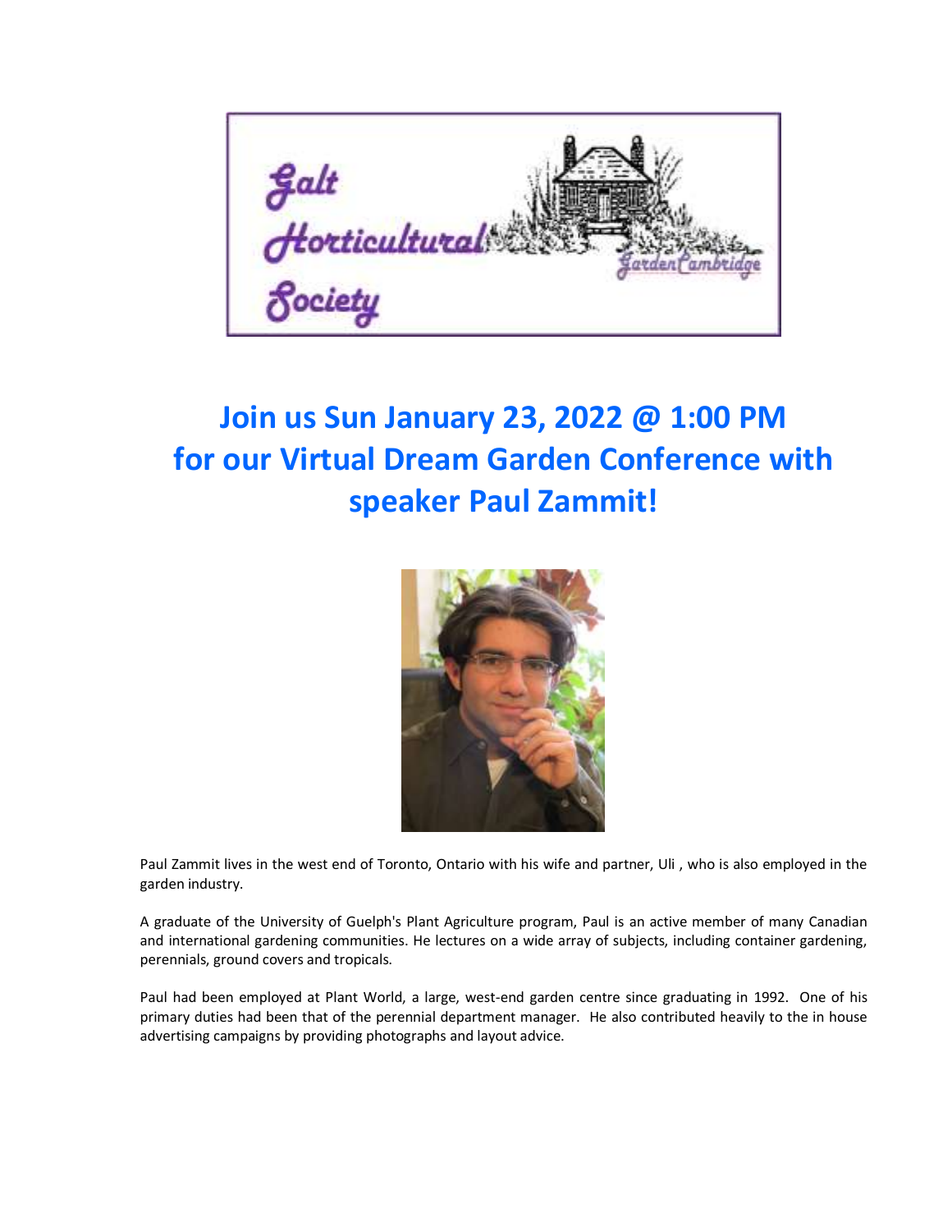Galt Horticultural Society

GardenCambridge

# Join us Sun January 23, 2022 @ 1:00 PM for our Virtual Dream Garden Conference with speaker Paul Zammit!

Paul Zammit lives in the west end of Toronto, Ontario with his wife and partner, Uli , who is also employed in the garden industry.

A graduate of the University of Guelph's Plant Agriculture program, Paul is an active member of many Canadian and international gardening communities. He lectures on a wide array of subjects, including container gardening, perennials, ground covers and tropicals.

Paul had been employed at Plant World, a large, west-end garden centre since graduating in 1992. One of his primary duties had been that of the perennial department manager. He also contributed heavily to the in house advertising campaigns by providing photographs and layout advice.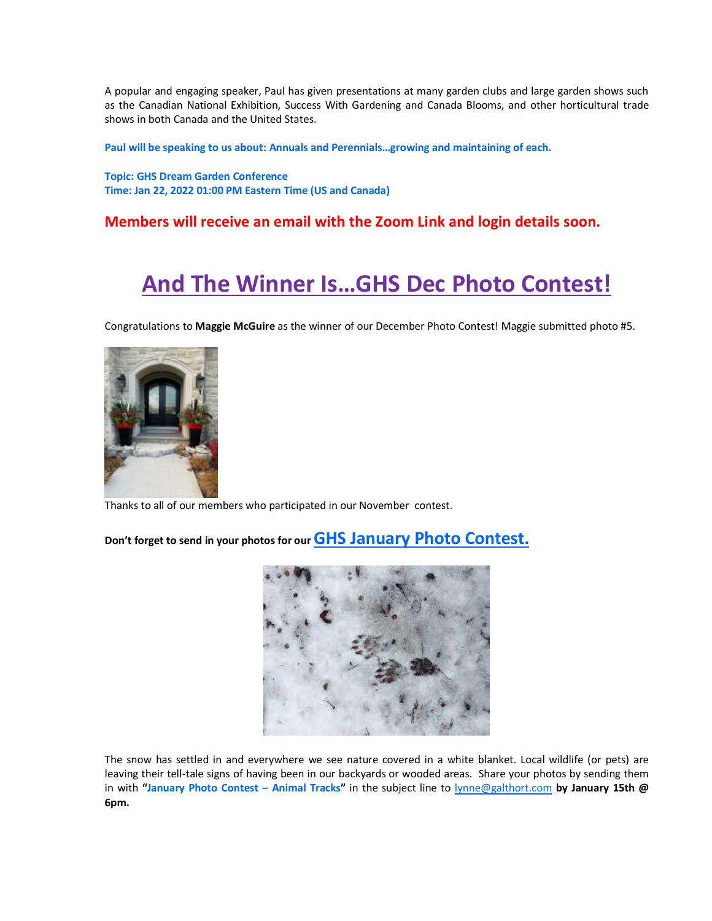A popular and engaging speaker, Paul has given presentations at many garden clubs and large garden shows such as the Canadian National Exhibition, Success With Gardening and Canada Blooms, and other horticultural trade shows in both Canada and the United States.

**Paul will be speaking to us about: Annuals and Perennials…growing and maintaining of each.**

**Topic: GHS Dream Garden Conference**
**Time: Jan 22, 2022 01:00 PM Eastern Time (US and Canada)**

**Members will receive an email with the Zoom Link and login details soon.**

## And The Winner Is…GHS Dec Photo Contest!

Congratulations to **Maggie McGuire** as the winner of our December Photo Contest! Maggie submitted photo #5.

Thanks to all of our members who participated in our November contest.

**Don't forget to send in your photos for our** **GHS January Photo Contest.**

The snow has settled in and everywhere we see nature covered in a white blanket. Local wildlife (or pets) are leaving their tell-tale signs of having been in our backyards or wooded areas. Share your photos by sending them in with **"January Photo Contest – Animal Tracks"** in the subject line to lynne@galthort.com **by January 15th @ 6pm.**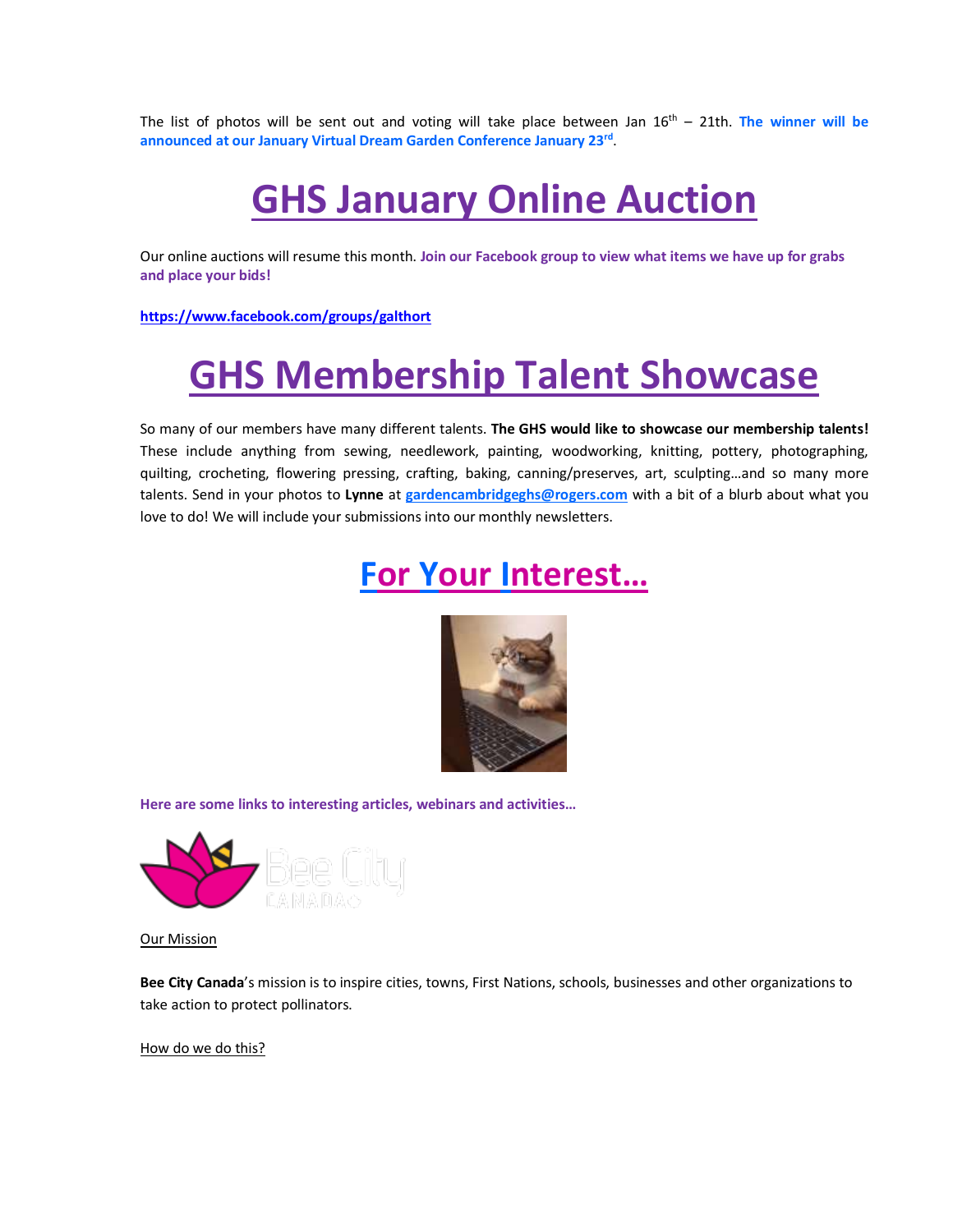The list of photos will be sent out and voting will take place between Jan 16th – 21th. **The winner will be announced at our January Virtual Dream Garden Conference January 23rd**.

# GHS January Online Auction

Our online auctions will resume this month. **Join our Facebook group to view what items we have up for grabs and place your bids!**

**https://www.facebook.com/groups/galthort**

# GHS Membership Talent Showcase

So many of our members have many different talents. **The GHS would like to showcase our membership talents!** These include anything from sewing, needlework, painting, woodworking, knitting, pottery, photographing, quilting, crocheting, flowering pressing, crafting, baking, canning/preserves, art, sculpting…and so many more talents. Send in your photos to **Lynne** at gardencambridgeghs@rogers.com with a bit of a blurb about what you love to do! We will include your submissions into our monthly newsletters.

# For Your Interest…

**Here are some links to interesting articles, webinars and activities…**

Bee City CANADA

Our Mission

**Bee City Canada**'s mission is to inspire cities, towns, First Nations, schools, businesses and other organizations to take action to protect pollinators.

How do we do this?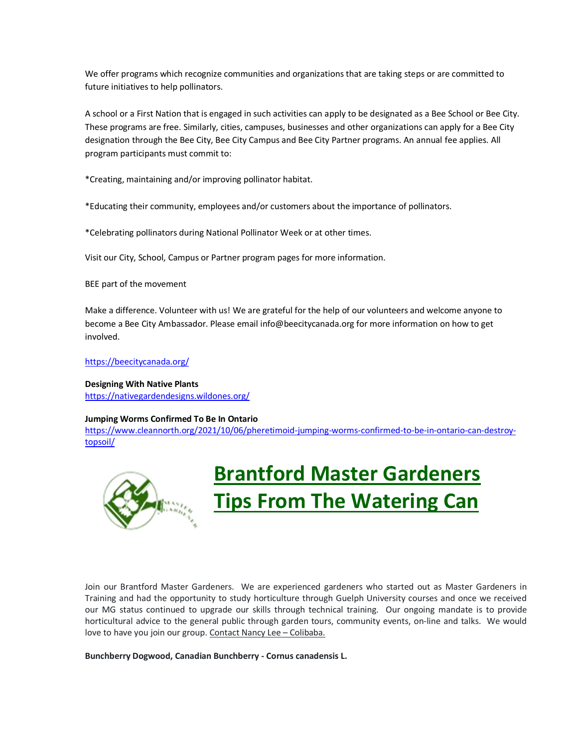We offer programs which recognize communities and organizations that are taking steps or are committed to future initiatives to help pollinators.

A school or a First Nation that is engaged in such activities can apply to be designated as a Bee School or Bee City. These programs are free. Similarly, cities, campuses, businesses and other organizations can apply for a Bee City designation through the Bee City, Bee City Campus and Bee City Partner programs. An annual fee applies. All program participants must commit to:

*Creating, maintaining and/or improving pollinator habitat.

*Educating their community, employees and/or customers about the importance of pollinators.

*Celebrating pollinators during National Pollinator Week or at other times.

Visit our City, School, Campus or Partner program pages for more information.

BEE part of the movement

Make a difference. Volunteer with us! We are grateful for the help of our volunteers and welcome anyone to become a Bee City Ambassador. Please email info@beecitycanada.org for more information on how to get involved.

[https://beecitycanada.org/](https://beecitycanada.org/)

**Designing With Native Plants**
[https://nativegardendesigns.wildones.org/](https://nativegardendesigns.wildones.org/)

**Jumping Worms Confirmed To Be In Ontario**
[https://www.cleannorth.org/2021/10/06/pheretimoid-jumping-worms-confirmed-to-be-in-ontario-can-destroy-topsoil/](https://www.cleannorth.org/2021/10/06/pheretimoid-jumping-worms-confirmed-to-be-in-ontario-can-destroy-topsoil/)

# Brantford Master Gardeners Tips From The Watering Can

Join our Brantford Master Gardeners. We are experienced gardeners who started out as Master Gardeners in Training and had the opportunity to study horticulture through Guelph University courses and once we received our MG status continued to upgrade our skills through technical training. Our ongoing mandate is to provide horticultural advice to the general public through garden tours, community events, on-line and talks. We would love to have you join our group. Contact Nancy Lee – Colibaba.

**Bunchberry Dogwood, Canadian Bunchberry - Cornus canadensis L.**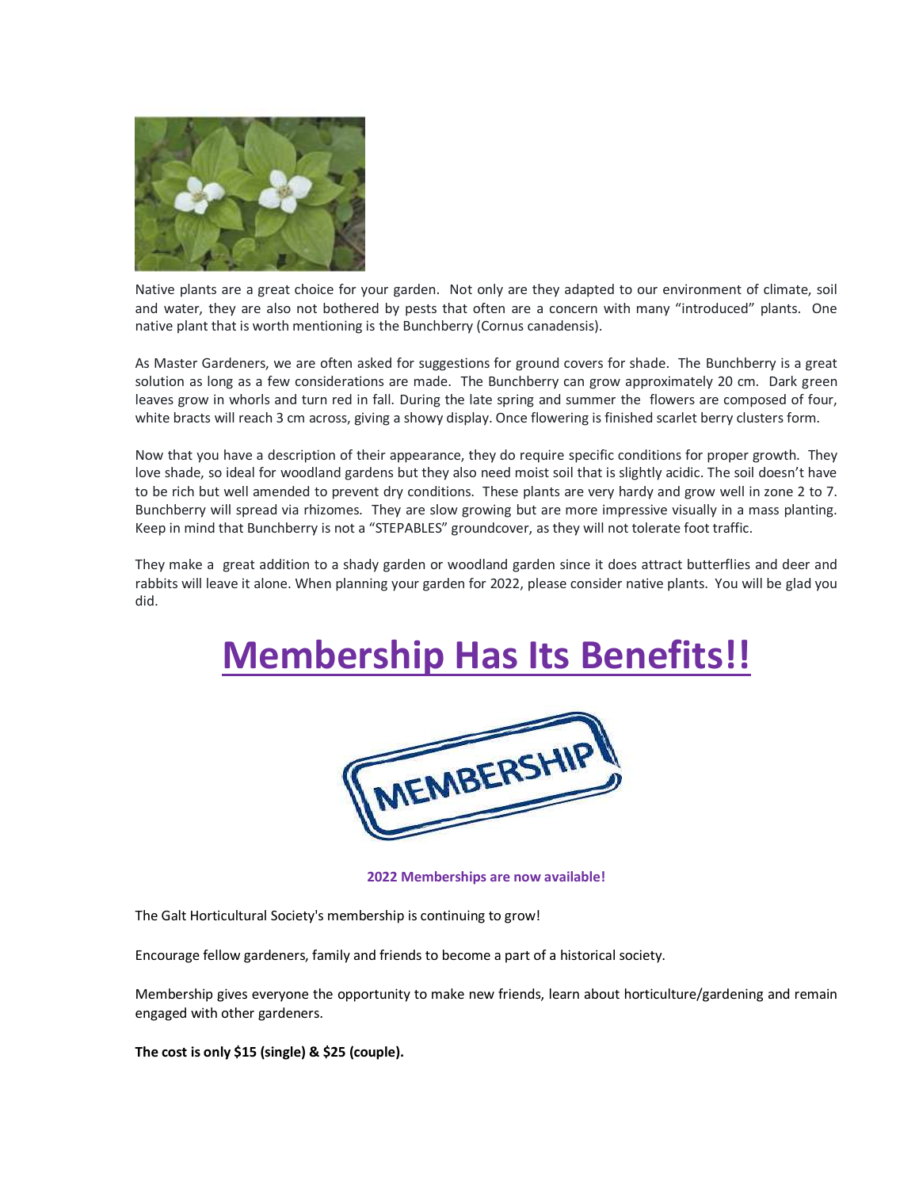Native plants are a great choice for your garden. Not only are they adapted to our environment of climate, soil and water, they are also not bothered by pests that often are a concern with many "introduced" plants. One native plant that is worth mentioning is the Bunchberry (Cornus canadensis).

As Master Gardeners, we are often asked for suggestions for ground covers for shade. The Bunchberry is a great solution as long as a few considerations are made. The Bunchberry can grow approximately 20 cm. Dark green leaves grow in whorls and turn red in fall. During the late spring and summer the flowers are composed of four, white bracts will reach 3 cm across, giving a showy display. Once flowering is finished scarlet berry clusters form.

Now that you have a description of their appearance, they do require specific conditions for proper growth. They love shade, so ideal for woodland gardens but they also need moist soil that is slightly acidic. The soil doesn't have to be rich but well amended to prevent dry conditions. These plants are very hardy and grow well in zone 2 to 7. Bunchberry will spread via rhizomes. They are slow growing but are more impressive visually in a mass planting. Keep in mind that Bunchberry is not a "STEPABLES" groundcover, as they will not tolerate foot traffic.

They make a great addition to a shady garden or woodland garden since it does attract butterflies and deer and rabbits will leave it alone. When planning your garden for 2022, please consider native plants. You will be glad you did.

# Membership Has Its Benefits!!

**2022 Memberships are now available!**

The Galt Horticultural Society's membership is continuing to grow!

Encourage fellow gardeners, family and friends to become a part of a historical society.

Membership gives everyone the opportunity to make new friends, learn about horticulture/gardening and remain engaged with other gardeners.

**The cost is only $15 (single) & $25 (couple).**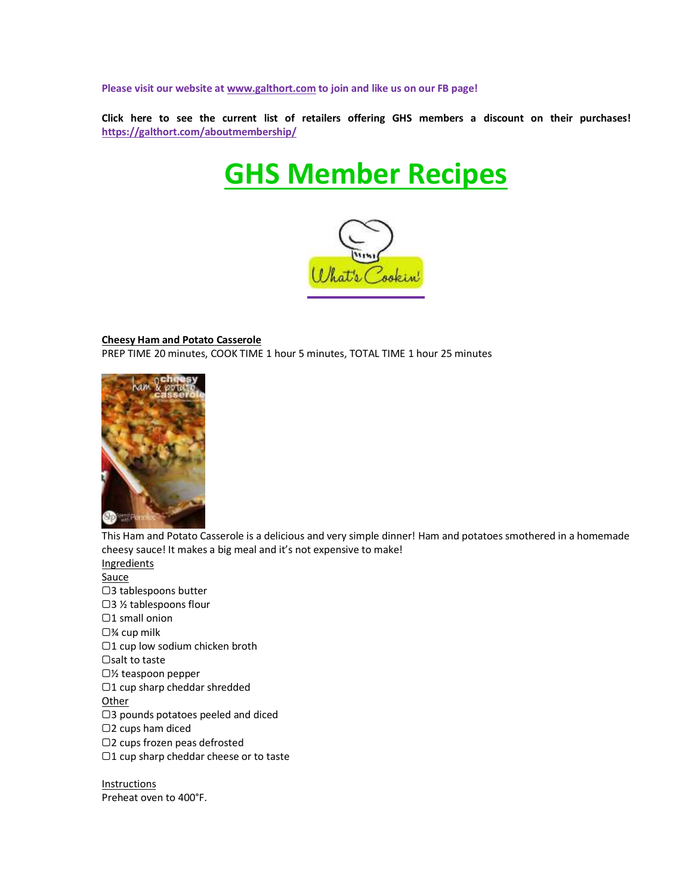**Please visit our website at [www.galthort.com](www.galthort.com) to join and like us on our FB page!**

**Click here to see the current list of retailers offering GHS members a discount on their purchases! [https://galthort.com/aboutmembership/](https://galthort.com/aboutmembership/)**

# GHS Member Recipes

**Cheesy Ham and Potato Casserole**

PREP TIME 20 minutes, COOK TIME 1 hour 5 minutes, TOTAL TIME 1 hour 25 minutes

This Ham and Potato Casserole is a delicious and very simple dinner! Ham and potatoes smothered in a homemade cheesy sauce! It makes a big meal and it's not expensive to make!

Ingredients

Sauce

- ▢3 tablespoons butter
- ▢3 ½ tablespoons flour
- ▢1 small onion
- ▢¾ cup milk
- ▢1 cup low sodium chicken broth
- ▢salt to taste
- ▢½ teaspoon pepper
- ▢1 cup sharp cheddar shredded

Other

- ▢3 pounds potatoes peeled and diced
- ▢2 cups ham diced
- ▢2 cups frozen peas defrosted
- ▢1 cup sharp cheddar cheese or to taste

Instructions

Preheat oven to 400°F.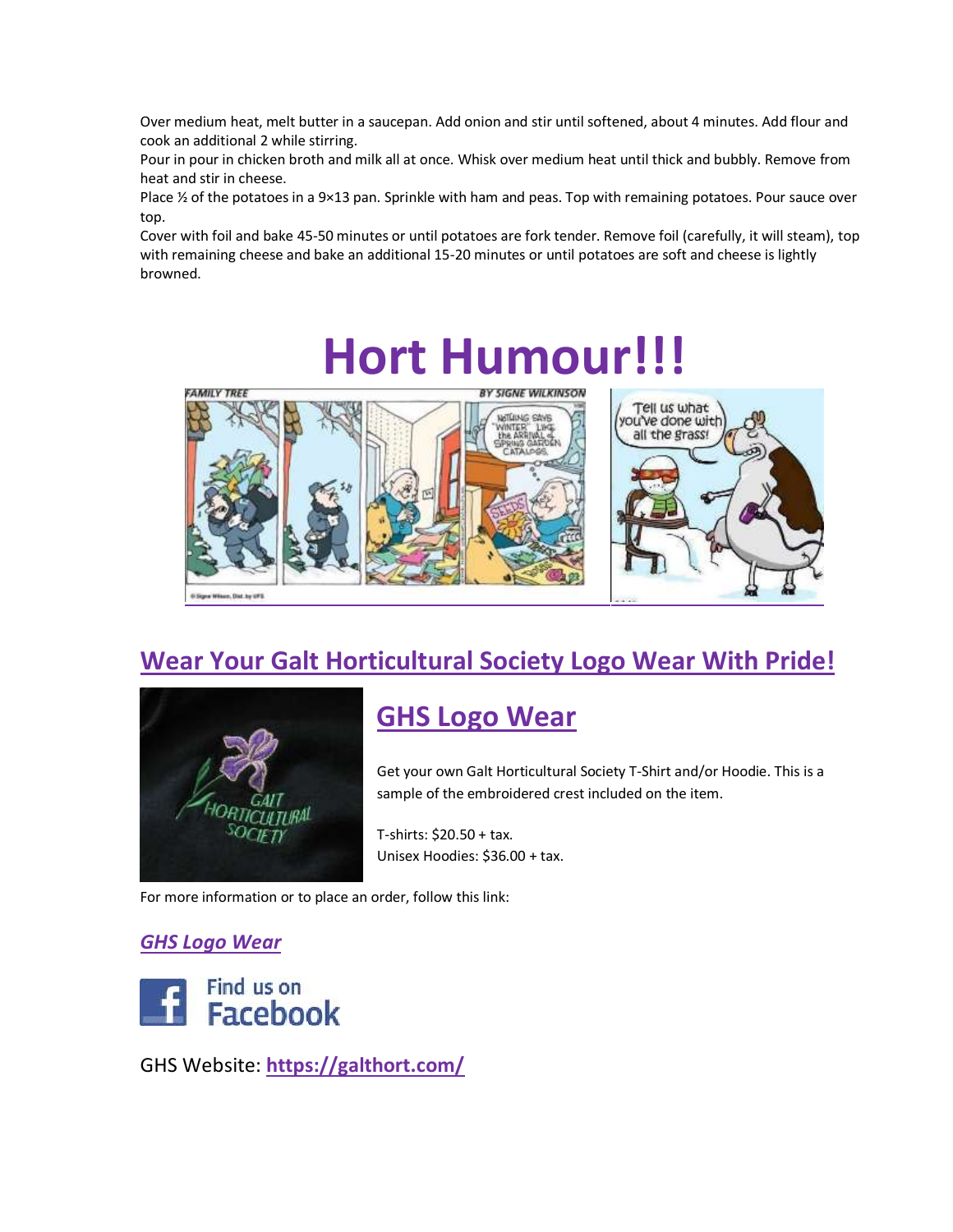Over medium heat, melt butter in a saucepan. Add onion and stir until softened, about 4 minutes. Add flour and cook an additional 2 while stirring.

Pour in pour in chicken broth and milk all at once. Whisk over medium heat until thick and bubbly. Remove from heat and stir in cheese.

Place ½ of the potatoes in a 9×13 pan. Sprinkle with ham and peas. Top with remaining potatoes. Pour sauce over top.

Cover with foil and bake 45-50 minutes or until potatoes are fork tender. Remove foil (carefully, it will steam), top with remaining cheese and bake an additional 15-20 minutes or until potatoes are soft and cheese is lightly browned.

# Hort Humour!!!

## Wear Your Galt Horticultural Society Logo Wear With Pride!

## GHS Logo Wear

Get your own Galt Horticultural Society T-Shirt and/or Hoodie. This is a sample of the embroidered crest included on the item.

T-shirts: $20.50 + tax.
Unisex Hoodies: $36.00 + tax.

For more information or to place an order, follow this link:

*GHS Logo Wear*

Find us on Facebook

GHS Website: **https://galthort.com/**